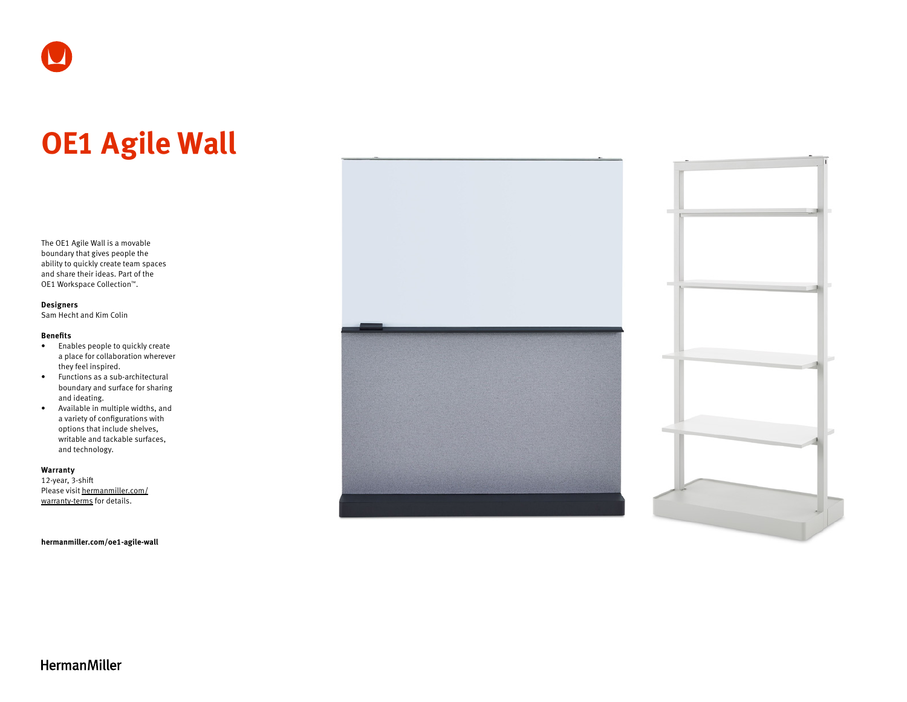# OE1 Agile Wall

The OE1 Agile Wall is a movable boundary that gives people the ability to quickly create team spaces and share their ideas. Part of the OE1 Workspace Collection™.

**Designers**
Sam Hecht and Kim Colin

**Benefits**

- Enables people to quickly create a place for collaboration wherever they feel inspired.
- Functions as a sub-architectural boundary and surface for sharing and ideating.
- Available in multiple widths, and a variety of configurations with options that include shelves, writable and tackable surfaces, and technology.

**Warranty**
12-year, 3-shift
Please visit hermanmiller.com/warranty-terms for details.

**hermanmiller.com/oe1-agile-wall**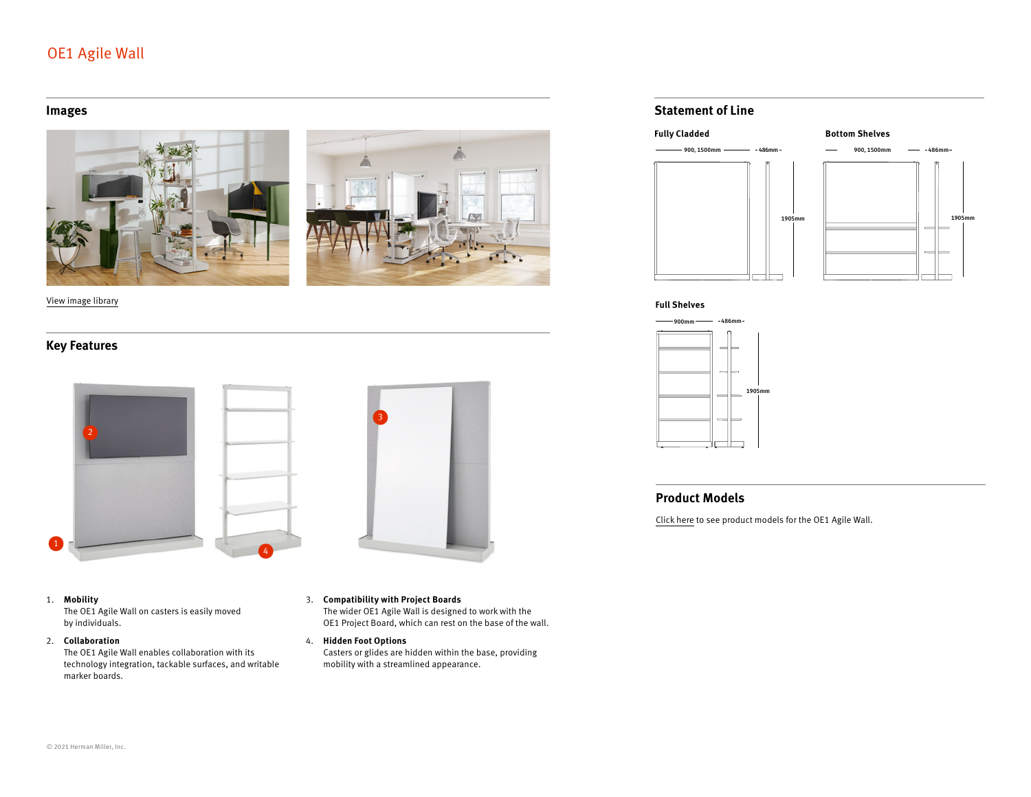# OE1 Agile Wall

## Images

View image library

## Key Features

1. **Mobility**
   The OE1 Agile Wall on casters is easily moved by individuals.
2. **Collaboration**
   The OE1 Agile Wall enables collaboration with its technology integration, tackable surfaces, and writable marker boards.
3. **Compatibility with Project Boards**
   The wider OE1 Agile Wall is designed to work with the OE1 Project Board, which can rest on the base of the wall.
4. **Hidden Foot Options**
   Casters or glides are hidden within the base, providing mobility with a streamlined appearance.

## Statement of Line

**Fully Cladded**

900, 1500mm
486mm
1905mm

**Bottom Shelves**

900, 1500mm
486mm
1905mm

**Full Shelves**

900mm
486mm
1905mm

## Product Models

Click here to see product models for the OE1 Agile Wall.

© 2021 Herman Miller, Inc.